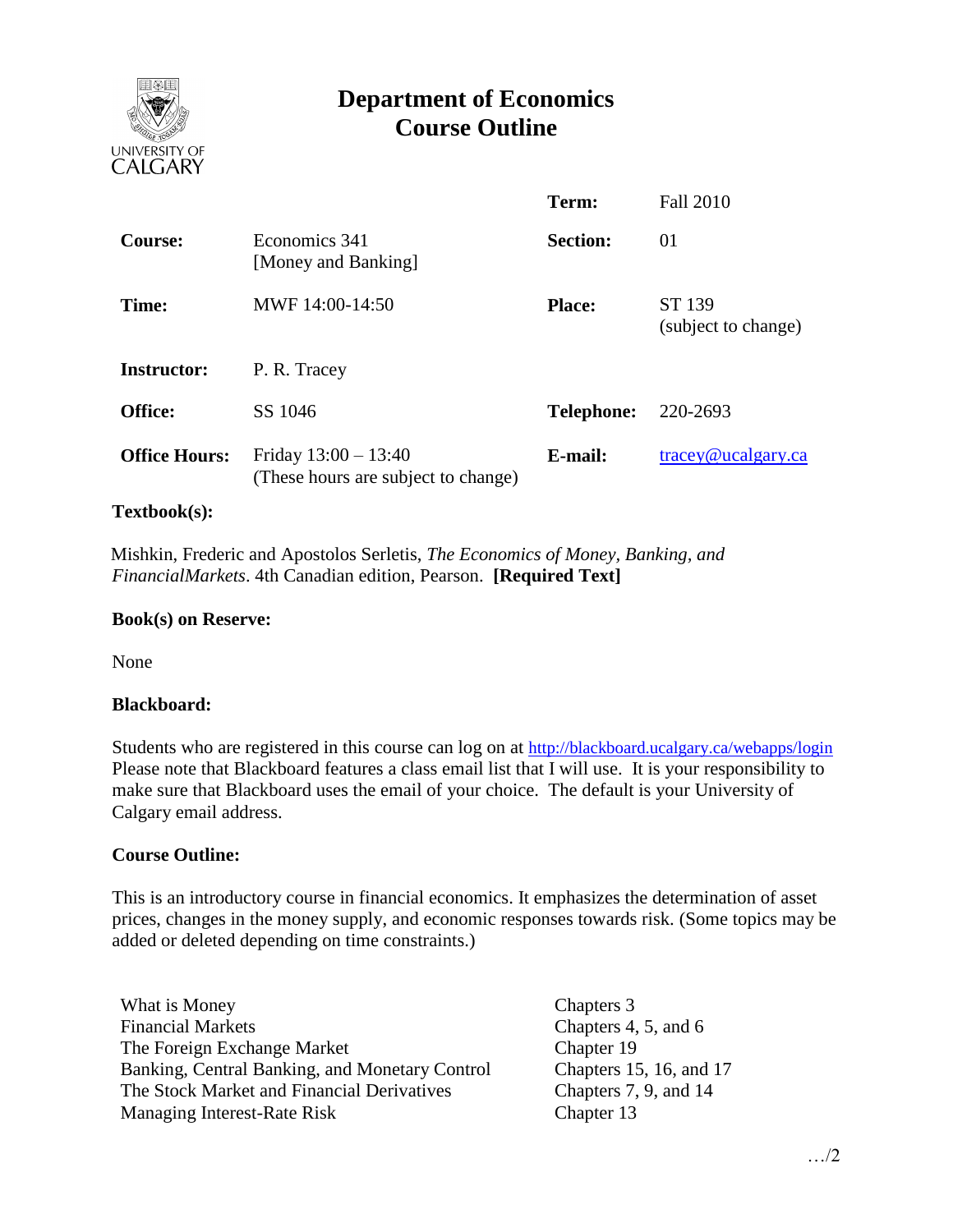# Department of Economics
# Course Outline

| | | | |
|---|---|---|---|
| | | **Term:** | Fall 2010 |
| **Course:** | Economics 341 [Money and Banking] | **Section:** | 01 |
| **Time:** | MWF 14:00-14:50 | **Place:** | ST 139 (subject to change) |
| **Instructor:** | P. R. Tracey | | |
| **Office:** | SS 1046 | **Telephone:** | 220-2693 |
| **Office Hours:** | Friday 13:00 – 13:40 (These hours are subject to change) | **E-mail:** | tracey@ucalgary.ca |

**Textbook(s):**

Mishkin, Frederic and Apostolos Serletis, *The Economics of Money, Banking, and FinancialMarkets*. 4th Canadian edition, Pearson. **[Required Text]**

**Book(s) on Reserve:**

None

**Blackboard:**

Students who are registered in this course can log on at http://blackboard.ucalgary.ca/webapps/login Please note that Blackboard features a class email list that I will use. It is your responsibility to make sure that Blackboard uses the email of your choice. The default is your University of Calgary email address.

**Course Outline:**

This is an introductory course in financial economics. It emphasizes the determination of asset prices, changes in the money supply, and economic responses towards risk. (Some topics may be added or deleted depending on time constraints.)

| | |
|---|---|
| What is Money | Chapters 3 |
| Financial Markets | Chapters 4, 5, and 6 |
| The Foreign Exchange Market | Chapter 19 |
| Banking, Central Banking, and Monetary Control | Chapters 15, 16, and 17 |
| The Stock Market and Financial Derivatives | Chapters 7, 9, and 14 |
| Managing Interest-Rate Risk | Chapter 13 |

…/2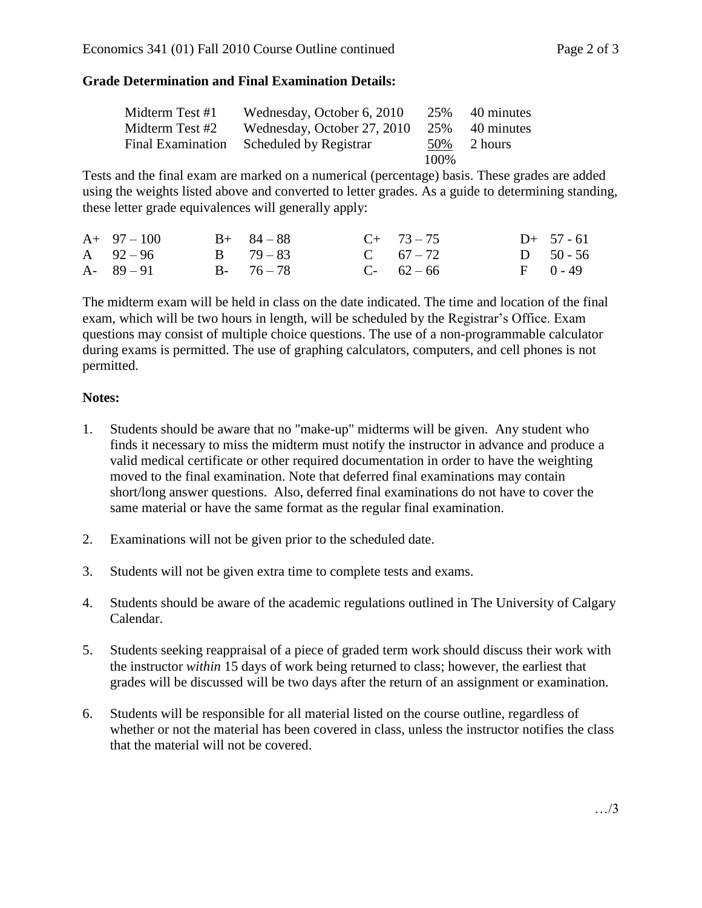**Grade Determination and Final Examination Details:**

| | | | |
|---|---|---|---|
| Midterm Test #1 | Wednesday, October 6, 2010 | 25% | 40 minutes |
| Midterm Test #2 | Wednesday, October 27, 2010 | 25% | 40 minutes |
| Final Examination | Scheduled by Registrar | 50% | 2 hours |
| | | 100% | |

Tests and the final exam are marked on a numerical (percentage) basis. These grades are added using the weights listed above and converted to letter grades. As a guide to determining standing, these letter grade equivalences will generally apply:

| | | | | | | | |
|---|---|---|---|---|---|---|---|
| A+ | 97 – 100 | B+ | 84 – 88 | C+ | 73 – 75 | D+ | 57 - 61 |
| A | 92 – 96 | B | 79 – 83 | C | 67 – 72 | D | 50 - 56 |
| A- | 89 – 91 | B- | 76 – 78 | C- | 62 – 66 | F | 0 - 49 |

The midterm exam will be held in class on the date indicated. The time and location of the final exam, which will be two hours in length, will be scheduled by the Registrar's Office. Exam questions may consist of multiple choice questions. The use of a non-programmable calculator during exams is permitted. The use of graphing calculators, computers, and cell phones is not permitted.

**Notes:**

1. Students should be aware that no "make-up" midterms will be given. Any student who finds it necessary to miss the midterm must notify the instructor in advance and produce a valid medical certificate or other required documentation in order to have the weighting moved to the final examination. Note that deferred final examinations may contain short/long answer questions. Also, deferred final examinations do not have to cover the same material or have the same format as the regular final examination.

2. Examinations will not be given prior to the scheduled date.

3. Students will not be given extra time to complete tests and exams.

4. Students should be aware of the academic regulations outlined in The University of Calgary Calendar.

5. Students seeking reappraisal of a piece of graded term work should discuss their work with the instructor *within* 15 days of work being returned to class; however, the earliest that grades will be discussed will be two days after the return of an assignment or examination.

6. Students will be responsible for all material listed on the course outline, regardless of whether or not the material has been covered in class, unless the instructor notifies the class that the material will not be covered.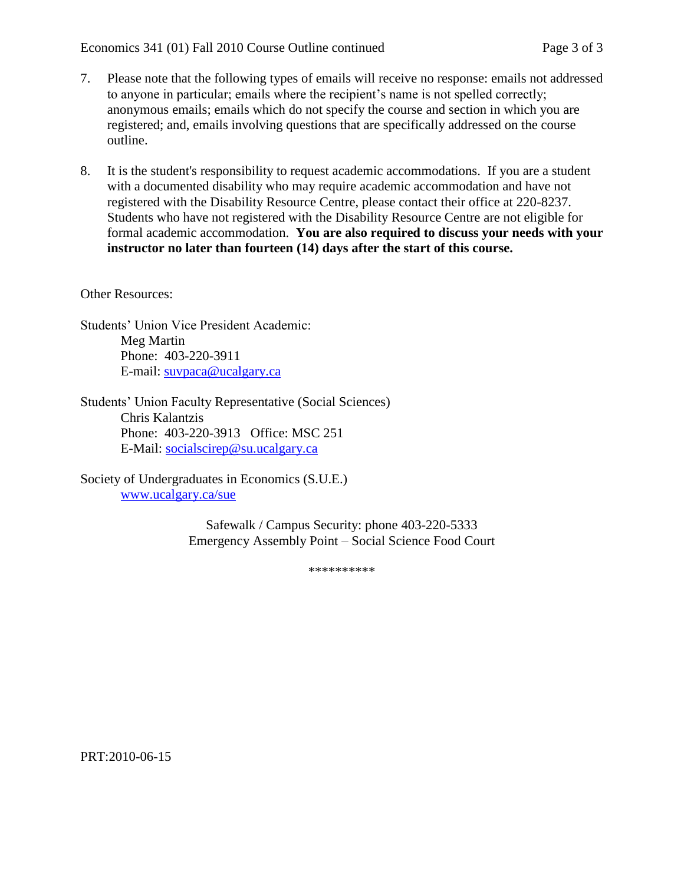7. Please note that the following types of emails will receive no response: emails not addressed to anyone in particular; emails where the recipient's name is not spelled correctly; anonymous emails; emails which do not specify the course and section in which you are registered; and, emails involving questions that are specifically addressed on the course outline.

8. It is the student's responsibility to request academic accommodations. If you are a student with a documented disability who may require academic accommodation and have not registered with the Disability Resource Centre, please contact their office at 220-8237. Students who have not registered with the Disability Resource Centre are not eligible for formal academic accommodation. **You are also required to discuss your needs with your instructor no later than fourteen (14) days after the start of this course.**

Other Resources:

Students' Union Vice President Academic:
Meg Martin
Phone: 403-220-3911
E-mail: suvpaca@ucalgary.ca

Students' Union Faculty Representative (Social Sciences)
Chris Kalantzis
Phone: 403-220-3913 Office: MSC 251
E-Mail: socialscirep@su.ucalgary.ca

Society of Undergraduates in Economics (S.U.E.)
www.ucalgary.ca/sue

Safewalk / Campus Security: phone 403-220-5333
Emergency Assembly Point – Social Science Food Court

**********

PRT:2010-06-15